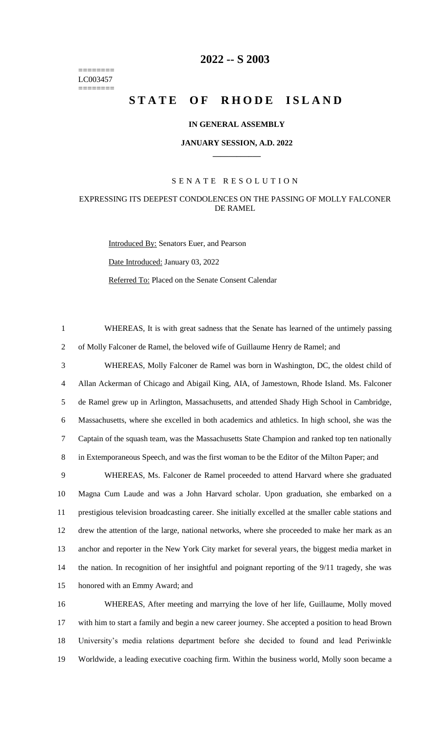# 2022 -- S 2003

========
LC003457
========

# STATE OF RHODE ISLAND

## IN GENERAL ASSEMBLY

### JANUARY SESSION, A.D. 2022

---

SENATE RESOLUTION

EXPRESSING ITS DEEPEST CONDOLENCES ON THE PASSING OF MOLLY FALCONER DE RAMEL

Introduced By: Senators Euer, and Pearson

Date Introduced: January 03, 2022

Referred To: Placed on the Senate Consent Calendar

1 WHEREAS, It is with great sadness that the Senate has learned of the untimely passing
2 of Molly Falconer de Ramel, the beloved wife of Guillaume Henry de Ramel; and

3 WHEREAS, Molly Falconer de Ramel was born in Washington, DC, the oldest child of
4 Allan Ackerman of Chicago and Abigail King, AIA, of Jamestown, Rhode Island. Ms. Falconer
5 de Ramel grew up in Arlington, Massachusetts, and attended Shady High School in Cambridge,
6 Massachusetts, where she excelled in both academics and athletics. In high school, she was the
7 Captain of the squash team, was the Massachusetts State Champion and ranked top ten nationally
8 in Extemporaneous Speech, and was the first woman to be the Editor of the Milton Paper; and

9 WHEREAS, Ms. Falconer de Ramel proceeded to attend Harvard where she graduated
10 Magna Cum Laude and was a John Harvard scholar. Upon graduation, she embarked on a
11 prestigious television broadcasting career. She initially excelled at the smaller cable stations and
12 drew the attention of the large, national networks, where she proceeded to make her mark as an
13 anchor and reporter in the New York City market for several years, the biggest media market in
14 the nation. In recognition of her insightful and poignant reporting of the 9/11 tragedy, she was
15 honored with an Emmy Award; and

16 WHEREAS, After meeting and marrying the love of her life, Guillaume, Molly moved
17 with him to start a family and begin a new career journey. She accepted a position to head Brown
18 University's media relations department before she decided to found and lead Periwinkle
19 Worldwide, a leading executive coaching firm. Within the business world, Molly soon became a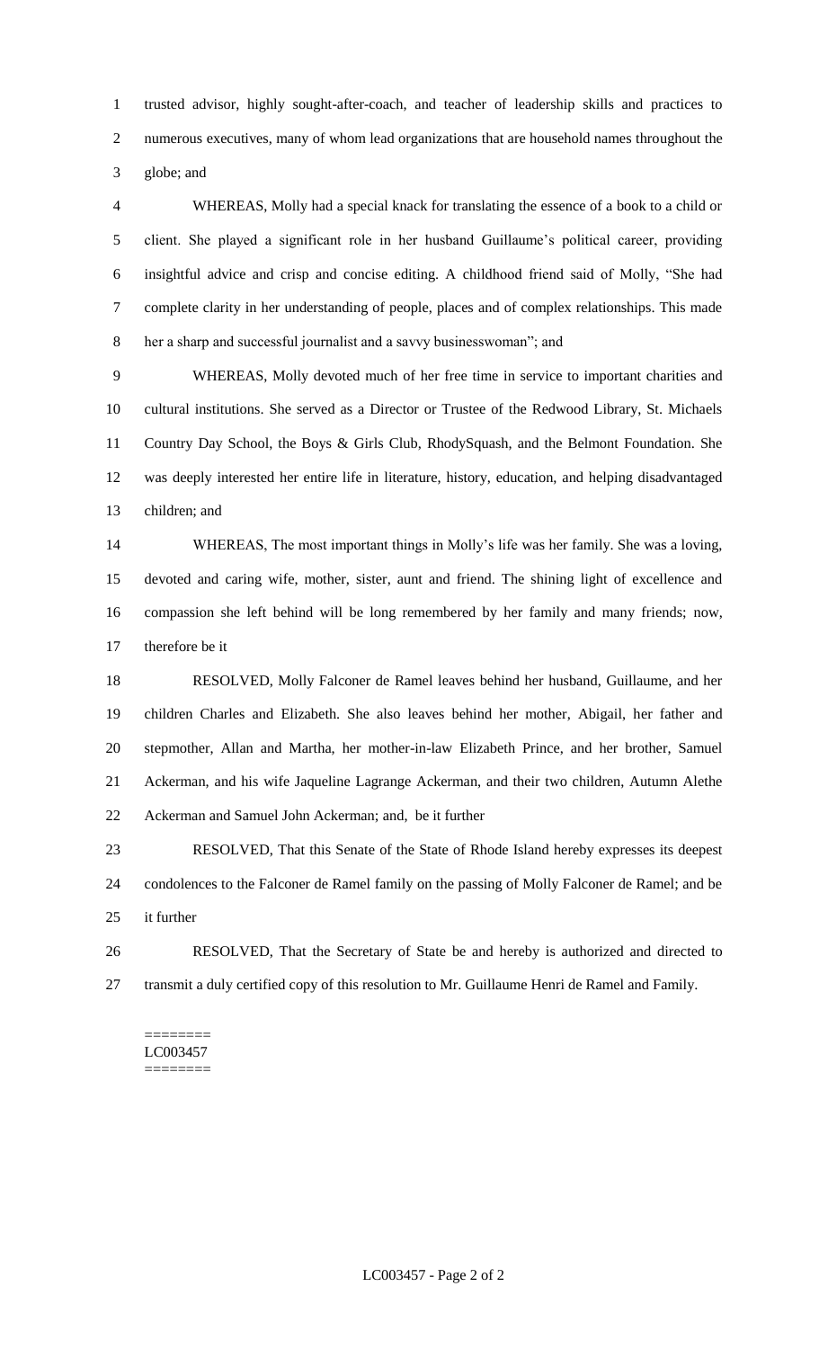trusted advisor, highly sought-after-coach, and teacher of leadership skills and practices to numerous executives, many of whom lead organizations that are household names throughout the globe; and

WHEREAS, Molly had a special knack for translating the essence of a book to a child or client. She played a significant role in her husband Guillaume's political career, providing insightful advice and crisp and concise editing. A childhood friend said of Molly, "She had complete clarity in her understanding of people, places and of complex relationships. This made her a sharp and successful journalist and a savvy businesswoman"; and

WHEREAS, Molly devoted much of her free time in service to important charities and cultural institutions. She served as a Director or Trustee of the Redwood Library, St. Michaels Country Day School, the Boys & Girls Club, RhodySquash, and the Belmont Foundation. She was deeply interested her entire life in literature, history, education, and helping disadvantaged children; and

WHEREAS, The most important things in Molly's life was her family. She was a loving, devoted and caring wife, mother, sister, aunt and friend. The shining light of excellence and compassion she left behind will be long remembered by her family and many friends; now, therefore be it

RESOLVED, Molly Falconer de Ramel leaves behind her husband, Guillaume, and her children Charles and Elizabeth. She also leaves behind her mother, Abigail, her father and stepmother, Allan and Martha, her mother-in-law Elizabeth Prince, and her brother, Samuel Ackerman, and his wife Jaqueline Lagrange Ackerman, and their two children, Autumn Alethe Ackerman and Samuel John Ackerman; and, be it further

RESOLVED, That this Senate of the State of Rhode Island hereby expresses its deepest condolences to the Falconer de Ramel family on the passing of Molly Falconer de Ramel; and be it further

RESOLVED, That the Secretary of State be and hereby is authorized and directed to transmit a duly certified copy of this resolution to Mr. Guillaume Henri de Ramel and Family.

========
LC003457
========